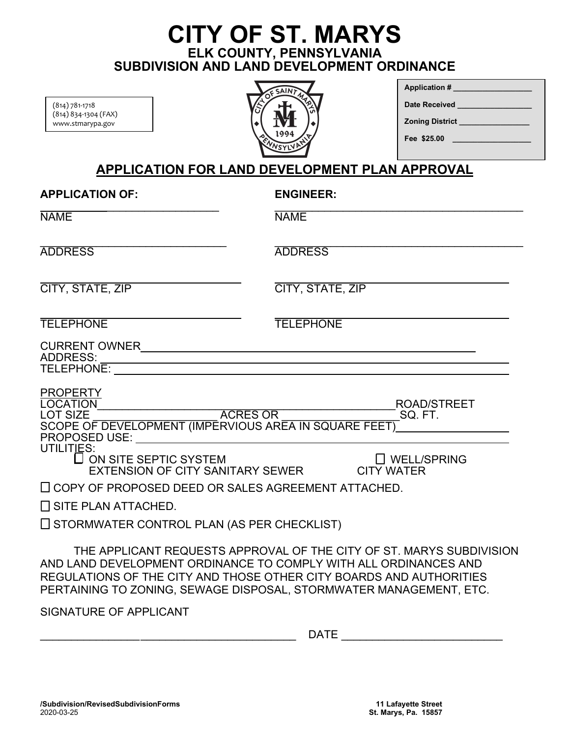# CITY OF ST. MARYS

## ELK COUNTY, PENNSYLVANIA
## SUBDIVISION AND LAND DEVELOPMENT ORDINANCE

(814) 781-1718
(814) 834-1304 (FAX)
www.stmarypa.gov

**Application #** __________________

**Date Received** _________________

**Zoning District** ________________

**Fee $25.00** ___________________

## APPLICATION FOR LAND DEVELOPMENT PLAN APPROVAL

**APPLICATION OF:**

______________________________
NAME

______________________________
ADDRESS

______________________________
CITY, STATE, ZIP

______________________________
TELEPHONE

**ENGINEER:**

______________________________
NAME

______________________________
ADDRESS

______________________________
CITY, STATE, ZIP

______________________________
TELEPHONE

CURRENT OWNER______________________________________________
ADDRESS: ____________________________________________________
TELEPHONE: __________________________________________________

PROPERTY
LOCATION____________________________________________ROAD/STREET
LOT SIZE ____________________ ACRES OR __________________ SQ. FT.
SCOPE OF DEVELOPMENT (IMPERVIOUS AREA IN SQUARE FEET)________________
PROPOSED USE: ________________________________________________
UTILITIES:

☐ ON SITE SEPTIC SYSTEM ☐ WELL/SPRING
EXTENSION OF CITY SANITARY SEWER CITY WATER

☐ COPY OF PROPOSED DEED OR SALES AGREEMENT ATTACHED.

☐ SITE PLAN ATTACHED.

☐ STORMWATER CONTROL PLAN (AS PER CHECKLIST)

THE APPLICANT REQUESTS APPROVAL OF THE CITY OF ST. MARYS SUBDIVISION AND LAND DEVELOPMENT ORDINANCE TO COMPLY WITH ALL ORDINANCES AND REGULATIONS OF THE CITY AND THOSE OTHER CITY BOARDS AND AUTHORITIES PERTAINING TO ZONING, SEWAGE DISPOSAL, STORMWATER MANAGEMENT, ETC.

SIGNATURE OF APPLICANT

__________________________________________ DATE ________________________

**/Subdivision/RevisedSubdivisionForms**
2020-03-25

**11 Lafayette Street**
**St. Marys, Pa. 15857**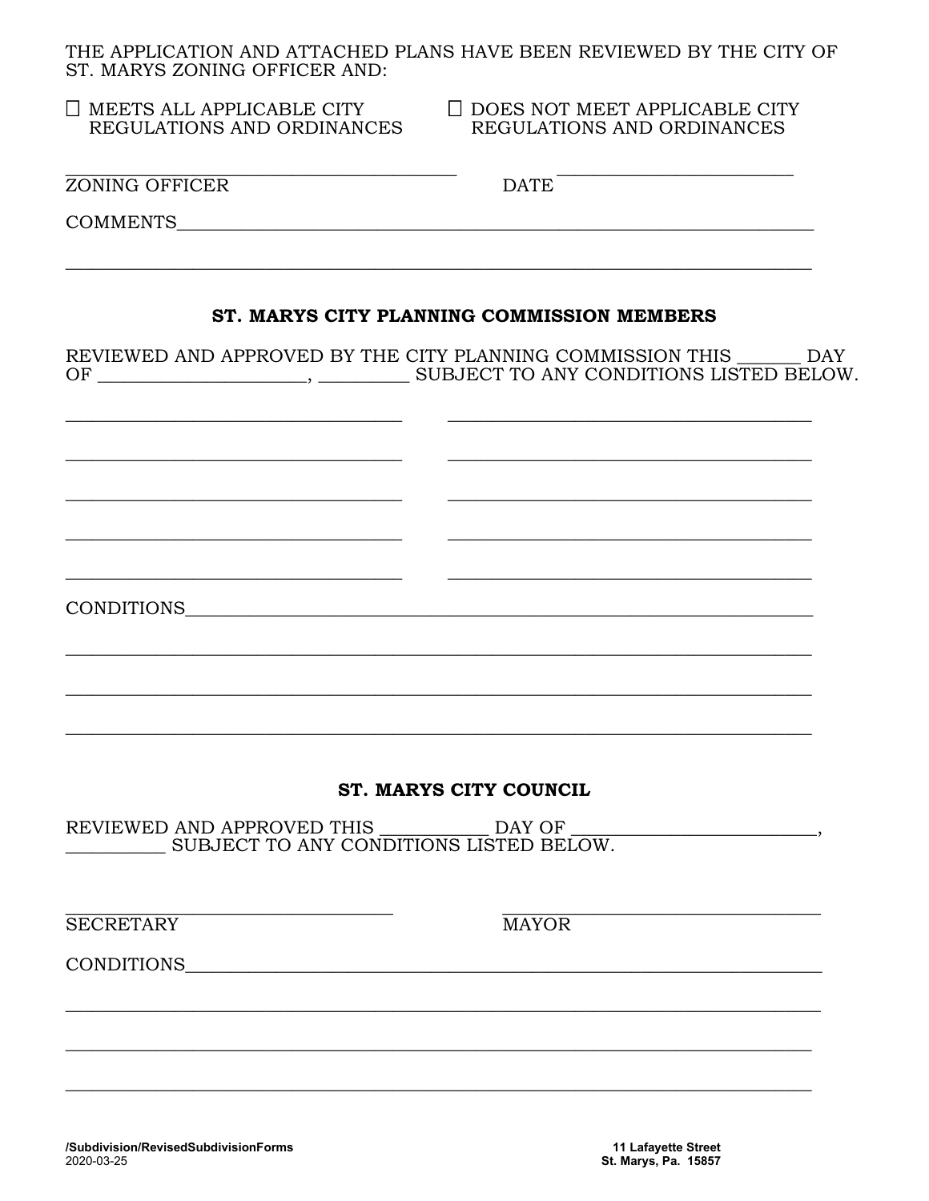THE APPLICATION AND ATTACHED PLANS HAVE BEEN REVIEWED BY THE CITY OF ST. MARYS ZONING OFFICER AND:

☐ MEETS ALL APPLICABLE CITY REGULATIONS AND ORDINANCES ☐ DOES NOT MEET APPLICABLE CITY REGULATIONS AND ORDINANCES

\_\_\_\_\_\_\_\_\_\_\_\_\_\_\_\_\_\_\_\_\_\_\_\_\_\_\_\_\_\_\_\_\_\_\_\_\_\_\_\_
ZONING OFFICER DATE \_\_\_\_\_\_\_\_\_\_\_\_\_\_\_\_\_\_\_\_\_\_\_\_\_\_

COMMENTS\_\_\_\_\_\_\_\_\_\_\_\_\_\_\_\_\_\_\_\_\_\_\_\_\_\_\_\_\_\_\_\_\_\_\_\_\_\_\_\_\_\_\_\_\_\_\_\_\_\_\_\_\_\_\_\_\_\_\_\_\_\_\_\_\_\_\_\_

\_\_\_\_\_\_\_\_\_\_\_\_\_\_\_\_\_\_\_\_\_\_\_\_\_\_\_\_\_\_\_\_\_\_\_\_\_\_\_\_\_\_\_\_\_\_\_\_\_\_\_\_\_\_\_\_\_\_\_\_\_\_\_\_\_\_\_\_\_\_\_\_\_\_\_\_

## ST. MARYS CITY PLANNING COMMISSION MEMBERS

REVIEWED AND APPROVED BY THE CITY PLANNING COMMISSION THIS \_\_\_\_\_\_\_ DAY OF \_\_\_\_\_\_\_\_\_\_\_\_\_\_\_\_\_\_\_\_\_\_, \_\_\_\_\_\_\_\_\_\_ SUBJECT TO ANY CONDITIONS LISTED BELOW.

\_\_\_\_\_\_\_\_\_\_\_\_\_\_\_\_\_\_\_\_\_\_\_\_\_\_\_\_\_\_\_\_\_\_\_ \_\_\_\_\_\_\_\_\_\_\_\_\_\_\_\_\_\_\_\_\_\_\_\_\_\_\_\_\_\_\_\_\_\_\_\_\_\_

\_\_\_\_\_\_\_\_\_\_\_\_\_\_\_\_\_\_\_\_\_\_\_\_\_\_\_\_\_\_\_\_\_\_\_\_\_ \_\_\_\_\_\_\_\_\_\_\_\_\_\_\_\_\_\_\_\_\_\_\_\_\_\_\_\_\_\_\_\_\_\_\_\_\_\_

\_\_\_\_\_\_\_\_\_\_\_\_\_\_\_\_\_\_\_\_\_\_\_\_\_\_\_\_\_\_\_\_\_\_\_\_\_ \_\_\_\_\_\_\_\_\_\_\_\_\_\_\_\_\_\_\_\_\_\_\_\_\_\_\_\_\_\_\_\_\_\_\_\_\_\_

\_\_\_\_\_\_\_\_\_\_\_\_\_\_\_\_\_\_\_\_\_\_\_\_\_\_\_\_\_\_\_\_\_\_\_\_\_ \_\_\_\_\_\_\_\_\_\_\_\_\_\_\_\_\_\_\_\_\_\_\_\_\_\_\_\_\_\_\_\_\_\_\_\_\_\_

\_\_\_\_\_\_\_\_\_\_\_\_\_\_\_\_\_\_\_\_\_\_\_\_\_\_\_\_\_\_\_\_\_\_\_\_\_ \_\_\_\_\_\_\_\_\_\_\_\_\_\_\_\_\_\_\_\_\_\_\_\_\_\_\_\_\_\_\_\_\_\_\_\_\_\_

CONDITIONS\_\_\_\_\_\_\_\_\_\_\_\_\_\_\_\_\_\_\_\_\_\_\_\_\_\_\_\_\_\_\_\_\_\_\_\_\_\_\_\_\_\_\_\_\_\_\_\_\_\_\_\_\_\_\_\_\_\_\_\_\_\_\_\_\_\_

\_\_\_\_\_\_\_\_\_\_\_\_\_\_\_\_\_\_\_\_\_\_\_\_\_\_\_\_\_\_\_\_\_\_\_\_\_\_\_\_\_\_\_\_\_\_\_\_\_\_\_\_\_\_\_\_\_\_\_\_\_\_\_\_\_\_\_\_\_\_\_\_\_\_\_\_

\_\_\_\_\_\_\_\_\_\_\_\_\_\_\_\_\_\_\_\_\_\_\_\_\_\_\_\_\_\_\_\_\_\_\_\_\_\_\_\_\_\_\_\_\_\_\_\_\_\_\_\_\_\_\_\_\_\_\_\_\_\_\_\_\_\_\_\_\_\_\_\_\_\_\_\_

\_\_\_\_\_\_\_\_\_\_\_\_\_\_\_\_\_\_\_\_\_\_\_\_\_\_\_\_\_\_\_\_\_\_\_\_\_\_\_\_\_\_\_\_\_\_\_\_\_\_\_\_\_\_\_\_\_\_\_\_\_\_\_\_\_\_\_\_\_\_\_\_\_\_\_\_

## ST. MARYS CITY COUNCIL

REVIEWED AND APPROVED THIS \_\_\_\_\_\_\_\_\_\_\_\_ DAY OF \_\_\_\_\_\_\_\_\_\_\_\_\_\_\_\_\_\_\_\_\_\_\_\_\_\_\_, \_\_\_\_\_\_\_\_\_\_\_ SUBJECT TO ANY CONDITIONS LISTED BELOW.

\_\_\_\_\_\_\_\_\_\_\_\_\_\_\_\_\_\_\_\_\_\_\_\_\_\_\_\_\_\_\_\_\_\_\_ \_\_\_\_\_\_\_\_\_\_\_\_\_\_\_\_\_\_\_\_\_\_\_\_\_\_\_\_\_\_\_\_\_\_\_
SECRETARY MAYOR

CONDITIONS\_\_\_\_\_\_\_\_\_\_\_\_\_\_\_\_\_\_\_\_\_\_\_\_\_\_\_\_\_\_\_\_\_\_\_\_\_\_\_\_\_\_\_\_\_\_\_\_\_\_\_\_\_\_\_\_\_\_\_\_\_\_\_\_\_\_

\_\_\_\_\_\_\_\_\_\_\_\_\_\_\_\_\_\_\_\_\_\_\_\_\_\_\_\_\_\_\_\_\_\_\_\_\_\_\_\_\_\_\_\_\_\_\_\_\_\_\_\_\_\_\_\_\_\_\_\_\_\_\_\_\_\_\_\_\_\_\_\_\_\_\_\_

\_\_\_\_\_\_\_\_\_\_\_\_\_\_\_\_\_\_\_\_\_\_\_\_\_\_\_\_\_\_\_\_\_\_\_\_\_\_\_\_\_\_\_\_\_\_\_\_\_\_\_\_\_\_\_\_\_\_\_\_\_\_\_\_\_\_\_\_\_\_\_\_\_\_\_\_

\_\_\_\_\_\_\_\_\_\_\_\_\_\_\_\_\_\_\_\_\_\_\_\_\_\_\_\_\_\_\_\_\_\_\_\_\_\_\_\_\_\_\_\_\_\_\_\_\_\_\_\_\_\_\_\_\_\_\_\_\_\_\_\_\_\_\_\_\_\_\_\_\_\_\_\_

**/Subdivision/RevisedSubdivisionForms**
2020-03-25

**11 Lafayette Street**
**St. Marys, Pa. 15857**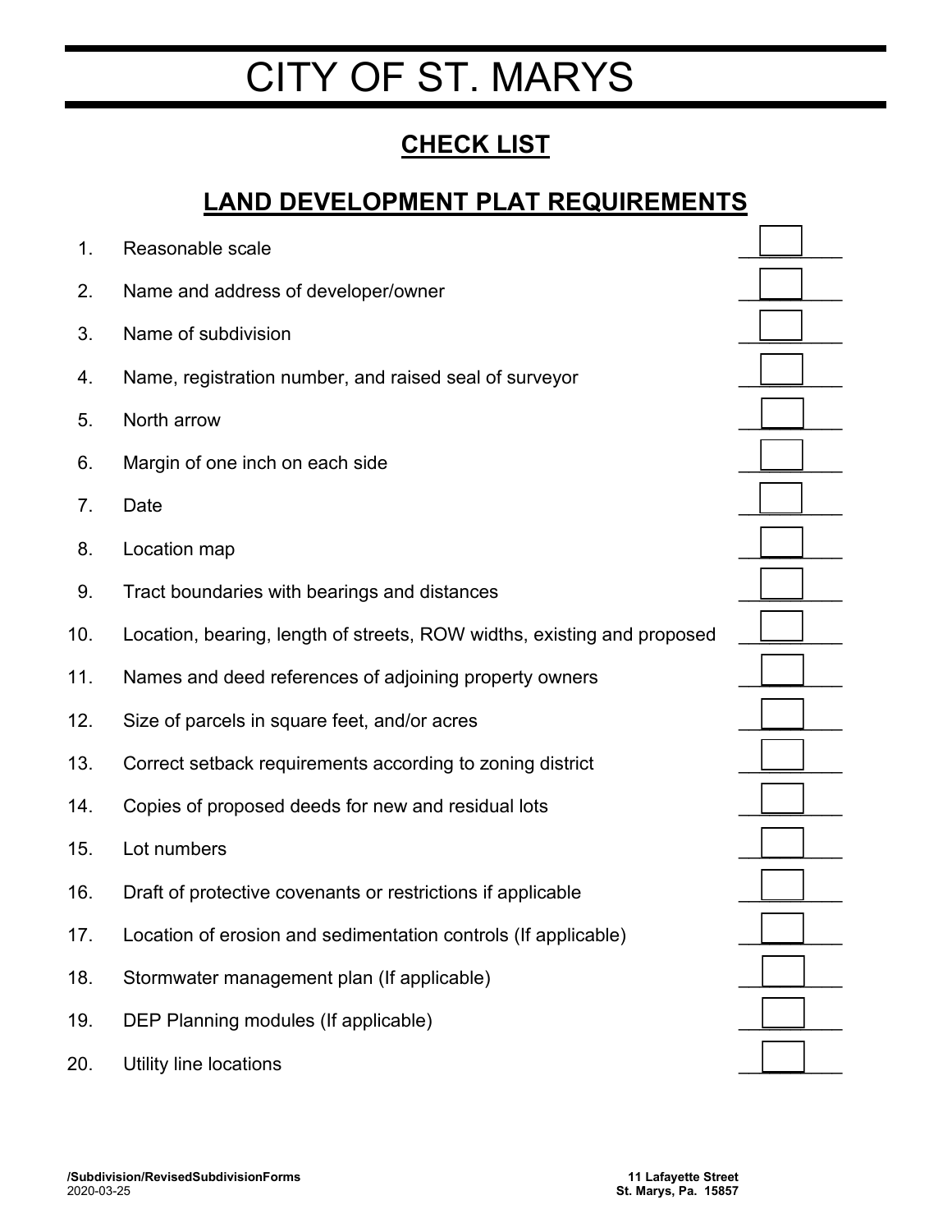# CITY OF ST. MARYS

## CHECK LIST

## LAND DEVELOPMENT PLAT REQUIREMENTS

1. Reasonable scale ☐
2. Name and address of developer/owner ☐
3. Name of subdivision ☐
4. Name, registration number, and raised seal of surveyor ☐
5. North arrow ☐
6. Margin of one inch on each side ☐
7. Date ☐
8. Location map ☐
9. Tract boundaries with bearings and distances ☐
10. Location, bearing, length of streets, ROW widths, existing and proposed ☐
11. Names and deed references of adjoining property owners ☐
12. Size of parcels in square feet, and/or acres ☐
13. Correct setback requirements according to zoning district ☐
14. Copies of proposed deeds for new and residual lots ☐
15. Lot numbers ☐
16. Draft of protective covenants or restrictions if applicable ☐
17. Location of erosion and sedimentation controls (If applicable) ☐
18. Stormwater management plan (If applicable) ☐
19. DEP Planning modules (If applicable) ☐
20. Utility line locations ☐

**/Subdivision/RevisedSubdivisionForms**
2020-03-25

**11 Lafayette Street**
**St. Marys, Pa. 15857**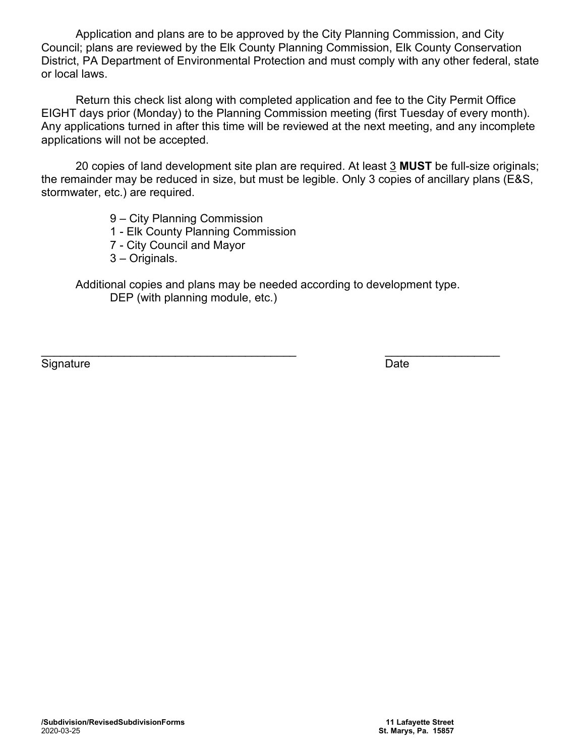Application and plans are to be approved by the City Planning Commission, and City Council; plans are reviewed by the Elk County Planning Commission, Elk County Conservation District, PA Department of Environmental Protection and must comply with any other federal, state or local laws.

Return this check list along with completed application and fee to the City Permit Office EIGHT days prior (Monday) to the Planning Commission meeting (first Tuesday of every month). Any applications turned in after this time will be reviewed at the next meeting, and any incomplete applications will not be accepted.

20 copies of land development site plan are required. At least 3 **MUST** be full-size originals; the remainder may be reduced in size, but must be legible. Only 3 copies of ancillary plans (E&S, stormwater, etc.) are required.

9 – City Planning Commission
1 - Elk County Planning Commission
7 - City Council and Mayor
3 – Originals.

Additional copies and plans may be needed according to development type.
DEP (with planning module, etc.)

_________________________________________ __________________
Signature Date

/Subdivision/RevisedSubdivisionForms
2020-03-25

11 Lafayette Street
St. Marys, Pa. 15857